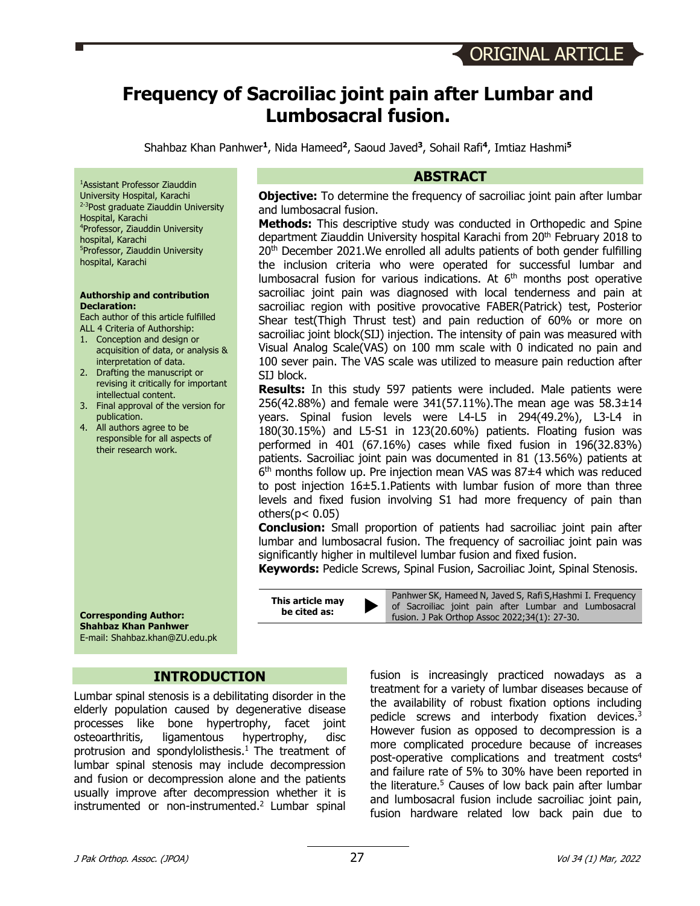ORIGINAL ARTICLE

# Frequency of Sacroiliac joint pain after Lumbar and Lumbosacral fusion.

Shahbaz Khan Panhwer[1], Nida Hameed[2], Saoud Javed[3], Sohail Rafi[4], Imtiaz Hashmi[5]

[1]Assistant Professor Ziauddin University Hospital, Karachi
[2-3]Post graduate Ziauddin University Hospital, Karachi
[4]Professor, Ziauddin University hospital, Karachi
[5]Professor, Ziauddin University hospital, Karachi

**Authorship and contribution Declaration:**
Each author of this article fulfilled ALL 4 Criteria of Authorship:
1. Conception and design or acquisition of data, or analysis & interpretation of data.
2. Drafting the manuscript or revising it critically for important intellectual content.
3. Final approval of the version for publication.
4. All authors agree to be responsible for all aspects of their research work.

**Corresponding Author:**
**Shahbaz Khan Panhwer**
E-mail: Shahbaz.khan@ZU.edu.pk

## ABSTRACT

**Objective:** To determine the frequency of sacroiliac joint pain after lumbar and lumbosacral fusion.

**Methods:** This descriptive study was conducted in Orthopedic and Spine department Ziauddin University hospital Karachi from 20th February 2018 to 20th December 2021.We enrolled all adults patients of both gender fulfilling the inclusion criteria who were operated for successful lumbar and lumbosacral fusion for various indications. At 6th months post operative sacroiliac joint pain was diagnosed with local tenderness and pain at sacroiliac region with positive provocative FABER(Patrick) test, Posterior Shear test(Thigh Thrust test) and pain reduction of 60% or more on sacroiliac joint block(SIJ) injection. The intensity of pain was measured with Visual Analog Scale(VAS) on 100 mm scale with 0 indicated no pain and 100 sever pain. The VAS scale was utilized to measure pain reduction after SIJ block.

**Results:** In this study 597 patients were included. Male patients were 256(42.88%) and female were 341(57.11%).The mean age was 58.3±14 years. Spinal fusion levels were L4-L5 in 294(49.2%), L3-L4 in 180(30.15%) and L5-S1 in 123(20.60%) patients. Floating fusion was performed in 401 (67.16%) cases while fixed fusion in 196(32.83%) patients. Sacroiliac joint pain was documented in 81 (13.56%) patients at 6th months follow up. Pre injection mean VAS was 87±4 which was reduced to post injection 16±5.1.Patients with lumbar fusion of more than three levels and fixed fusion involving S1 had more frequency of pain than others($p < 0.05$)

**Conclusion:** Small proportion of patients had sacroiliac joint pain after lumbar and lumbosacral fusion. The frequency of sacroiliac joint pain was significantly higher in multilevel lumbar fusion and fixed fusion.

**Keywords:** Pedicle Screws, Spinal Fusion, Sacroiliac Joint, Spinal Stenosis.

**This article may be cited as:** Panhwer SK, Hameed N, Javed S, Rafi S,Hashmi I. Frequency of Sacroiliac joint pain after Lumbar and Lumbosacral fusion. J Pak Orthop Assoc 2022;34(1): 27-30.

## INTRODUCTION

Lumbar spinal stenosis is a debilitating disorder in the elderly population caused by degenerative disease processes like bone hypertrophy, facet joint osteoarthritis, ligamentous hypertrophy, disc protrusion and spondylolisthesis.[1] The treatment of lumbar spinal stenosis may include decompression and fusion or decompression alone and the patients usually improve after decompression whether it is instrumented or non-instrumented.[2] Lumbar spinal fusion is increasingly practiced nowadays as a treatment for a variety of lumbar diseases because of the availability of robust fixation options including pedicle screws and interbody fixation devices.[3] However fusion as opposed to decompression is a more complicated procedure because of increases post-operative complications and treatment costs[4] and failure rate of 5% to 30% have been reported in the literature.[5] Causes of low back pain after lumbar and lumbosacral fusion include sacroiliac joint pain, fusion hardware related low back pain due to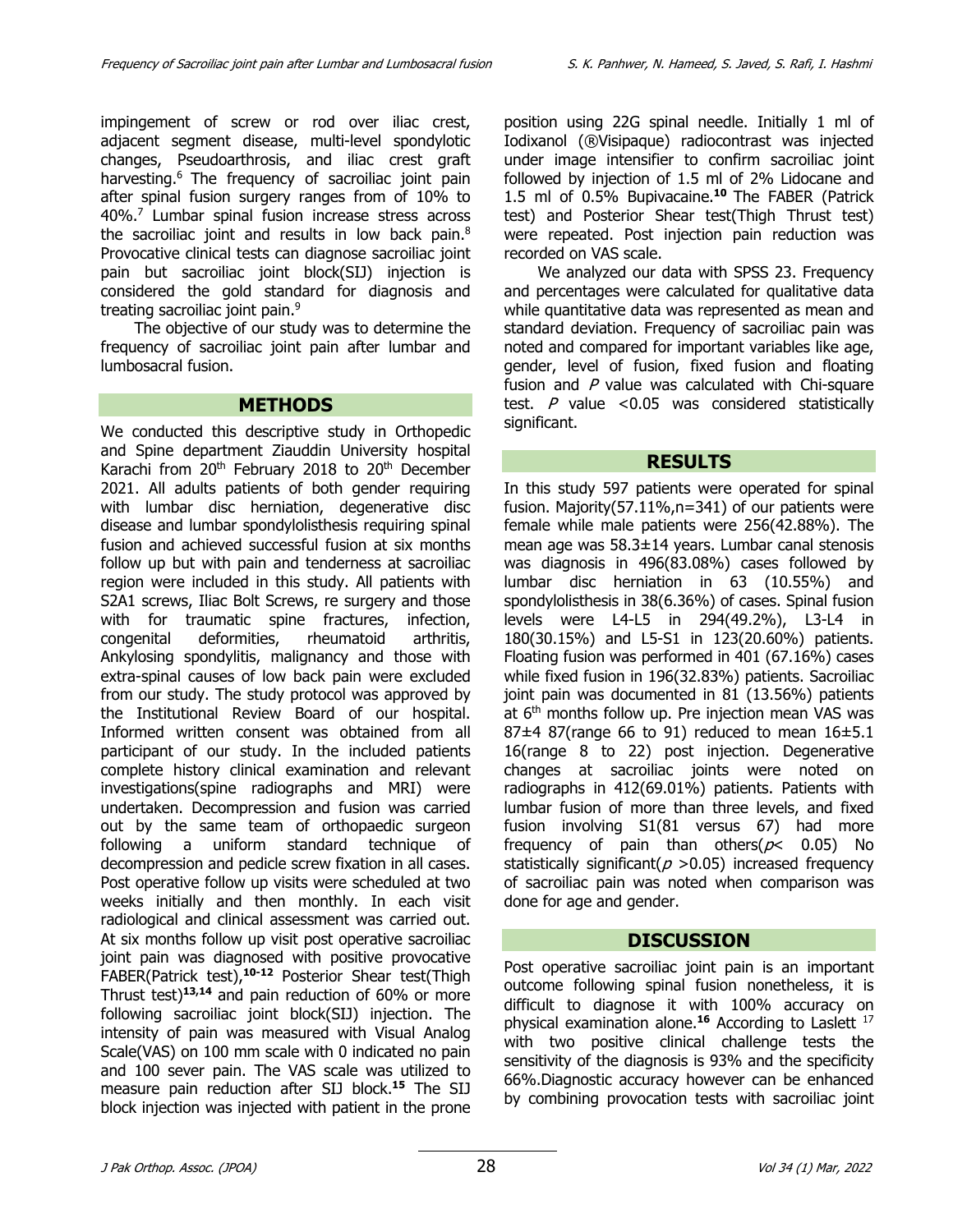impingement of screw or rod over iliac crest, adjacent segment disease, multi-level spondylotic changes, Pseudoarthrosis, and iliac crest graft harvesting.[6] The frequency of sacroiliac joint pain after spinal fusion surgery ranges from of 10% to 40%.[7] Lumbar spinal fusion increase stress across the sacroiliac joint and results in low back pain.[8] Provocative clinical tests can diagnose sacroiliac joint pain but sacroiliac joint block(SIJ) injection is considered the gold standard for diagnosis and treating sacroiliac joint pain.[9]

The objective of our study was to determine the frequency of sacroiliac joint pain after lumbar and lumbosacral fusion.

## METHODS

We conducted this descriptive study in Orthopedic and Spine department Ziauddin University hospital Karachi from 20th February 2018 to 20th December 2021. All adults patients of both gender requiring with lumbar disc herniation, degenerative disc disease and lumbar spondylolisthesis requiring spinal fusion and achieved successful fusion at six months follow up but with pain and tenderness at sacroiliac region were included in this study. All patients with S2A1 screws, Iliac Bolt Screws, re surgery and those with for traumatic spine fractures, infection, congenital deformities, rheumatoid arthritis, Ankylosing spondylitis, malignancy and those with extra-spinal causes of low back pain were excluded from our study. The study protocol was approved by the Institutional Review Board of our hospital. Informed written consent was obtained from all participant of our study. In the included patients complete history clinical examination and relevant investigations(spine radiographs and MRI) were undertaken. Decompression and fusion was carried out by the same team of orthopaedic surgeon following a uniform standard technique of decompression and pedicle screw fixation in all cases. Post operative follow up visits were scheduled at two weeks initially and then monthly. In each visit radiological and clinical assessment was carried out. At six months follow up visit post operative sacroiliac joint pain was diagnosed with positive provocative FABER(Patrick test),[10-12] Posterior Shear test(Thigh Thrust test)[13,14] and pain reduction of 60% or more following sacroiliac joint block(SIJ) injection. The intensity of pain was measured with Visual Analog Scale(VAS) on 100 mm scale with 0 indicated no pain and 100 sever pain. The VAS scale was utilized to measure pain reduction after SIJ block.[15] The SIJ block injection was injected with patient in the prone position using 22G spinal needle. Initially 1 ml of Iodixanol (®Visipaque) radiocontrast was injected under image intensifier to confirm sacroiliac joint followed by injection of 1.5 ml of 2% Lidocane and 1.5 ml of 0.5% Bupivacaine.[10] The FABER (Patrick test) and Posterior Shear test(Thigh Thrust test) were repeated. Post injection pain reduction was recorded on VAS scale.

We analyzed our data with SPSS 23. Frequency and percentages were calculated for qualitative data while quantitative data was represented as mean and standard deviation. Frequency of sacroiliac pain was noted and compared for important variables like age, gender, level of fusion, fixed fusion and floating fusion and $P$ value was calculated with Chi-square test. $P$ value <0.05 was considered statistically significant.

## RESULTS

In this study 597 patients were operated for spinal fusion. Majority(57.11%,n=341) of our patients were female while male patients were 256(42.88%). The mean age was 58.3±14 years. Lumbar canal stenosis was diagnosis in 496(83.08%) cases followed by lumbar disc herniation in 63 (10.55%) and spondylolisthesis in 38(6.36%) of cases. Spinal fusion levels were L4-L5 in 294(49.2%), L3-L4 in 180(30.15%) and L5-S1 in 123(20.60%) patients. Floating fusion was performed in 401 (67.16%) cases while fixed fusion in 196(32.83%) patients. Sacroiliac joint pain was documented in 81 (13.56%) patients at 6th months follow up. Pre injection mean VAS was 87±4 87(range 66 to 91) reduced to mean 16±5.1 16(range 8 to 22) post injection. Degenerative changes at sacroiliac joints were noted on radiographs in 412(69.01%) patients. Patients with lumbar fusion of more than three levels, and fixed fusion involving S1(81 versus 67) had more frequency of pain than others($p$< 0.05) No statistically significant($p$ >0.05) increased frequency of sacroiliac pain was noted when comparison was done for age and gender.

## DISCUSSION

Post operative sacroiliac joint pain is an important outcome following spinal fusion nonetheless, it is difficult to diagnose it with 100% accuracy on physical examination alone.[16] According to Laslett [17] with two positive clinical challenge tests the sensitivity of the diagnosis is 93% and the specificity 66%.Diagnostic accuracy however can be enhanced by combining provocation tests with sacroiliac joint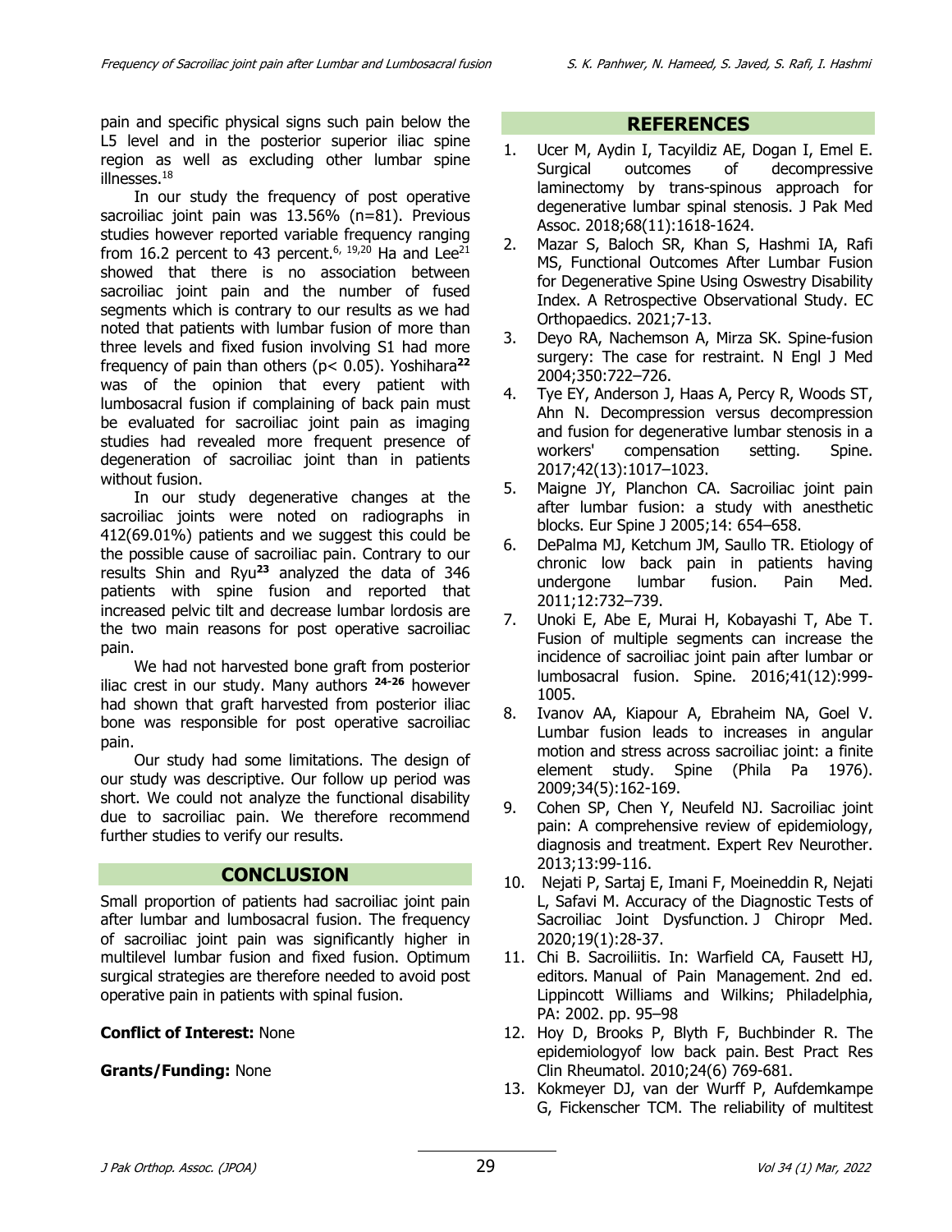pain and specific physical signs such pain below the L5 level and in the posterior superior iliac spine region as well as excluding other lumbar spine illnesses.[18]

In our study the frequency of post operative sacroiliac joint pain was 13.56% (n=81). Previous studies however reported variable frequency ranging from 16.2 percent to 43 percent.[6, 19,20] Ha and Lee[21] showed that there is no association between sacroiliac joint pain and the number of fused segments which is contrary to our results as we had noted that patients with lumbar fusion of more than three levels and fixed fusion involving S1 had more frequency of pain than others ($p < 0.05$). Yoshihara[22] was of the opinion that every patient with lumbosacral fusion if complaining of back pain must be evaluated for sacroiliac joint pain as imaging studies had revealed more frequent presence of degeneration of sacroiliac joint than in patients without fusion.

In our study degenerative changes at the sacroiliac joints were noted on radiographs in 412(69.01%) patients and we suggest this could be the possible cause of sacroiliac pain. Contrary to our results Shin and Ryu[23] analyzed the data of 346 patients with spine fusion and reported that increased pelvic tilt and decrease lumbar lordosis are the two main reasons for post operative sacroiliac pain.

We had not harvested bone graft from posterior iliac crest in our study. Many authors [24-26] however had shown that graft harvested from posterior iliac bone was responsible for post operative sacroiliac pain.

Our study had some limitations. The design of our study was descriptive. Our follow up period was short. We could not analyze the functional disability due to sacroiliac pain. We therefore recommend further studies to verify our results.

## CONCLUSION

Small proportion of patients had sacroiliac joint pain after lumbar and lumbosacral fusion. The frequency of sacroiliac joint pain was significantly higher in multilevel lumbar fusion and fixed fusion. Optimum surgical strategies are therefore needed to avoid post operative pain in patients with spinal fusion.

**Conflict of Interest:** None

**Grants/Funding:** None

## REFERENCES

1. Ucer M, Aydin I, Tacyildiz AE, Dogan I, Emel E. Surgical outcomes of decompressive laminectomy by trans-spinous approach for degenerative lumbar spinal stenosis. J Pak Med Assoc. 2018;68(11):1618-1624.
2. Mazar S, Baloch SR, Khan S, Hashmi IA, Rafi MS, Functional Outcomes After Lumbar Fusion for Degenerative Spine Using Oswestry Disability Index. A Retrospective Observational Study. EC Orthopaedics. 2021;7-13.
3. Deyo RA, Nachemson A, Mirza SK. Spine-fusion surgery: The case for restraint. N Engl J Med 2004;350:722–726.
4. Tye EY, Anderson J, Haas A, Percy R, Woods ST, Ahn N. Decompression versus decompression and fusion for degenerative lumbar stenosis in a workers' compensation setting. Spine. 2017;42(13):1017–1023.
5. Maigne JY, Planchon CA. Sacroiliac joint pain after lumbar fusion: a study with anesthetic blocks. Eur Spine J 2005;14: 654–658.
6. DePalma MJ, Ketchum JM, Saullo TR. Etiology of chronic low back pain in patients having undergone lumbar fusion. Pain Med. 2011;12:732–739.
7. Unoki E, Abe E, Murai H, Kobayashi T, Abe T. Fusion of multiple segments can increase the incidence of sacroiliac joint pain after lumbar or lumbosacral fusion. Spine. 2016;41(12):999-1005.
8. Ivanov AA, Kiapour A, Ebraheim NA, Goel V. Lumbar fusion leads to increases in angular motion and stress across sacroiliac joint: a finite element study. Spine (Phila Pa 1976). 2009;34(5):162-169.
9. Cohen SP, Chen Y, Neufeld NJ. Sacroiliac joint pain: A comprehensive review of epidemiology, diagnosis and treatment. Expert Rev Neurother. 2013;13:99-116.
10. Nejati P, Sartaj E, Imani F, Moeineddin R, Nejati L, Safavi M. Accuracy of the Diagnostic Tests of Sacroiliac Joint Dysfunction. J Chiropr Med. 2020;19(1):28-37.
11. Chi B. Sacroiliitis. In: Warfield CA, Fausett HJ, editors. Manual of Pain Management. 2nd ed. Lippincott Williams and Wilkins; Philadelphia, PA: 2002. pp. 95–98
12. Hoy D, Brooks P, Blyth F, Buchbinder R. The epidemiologyof low back pain. Best Pract Res Clin Rheumatol. 2010;24(6) 769-681.
13. Kokmeyer DJ, van der Wurff P, Aufdemkampe G, Fickenscher TCM. The reliability of multitest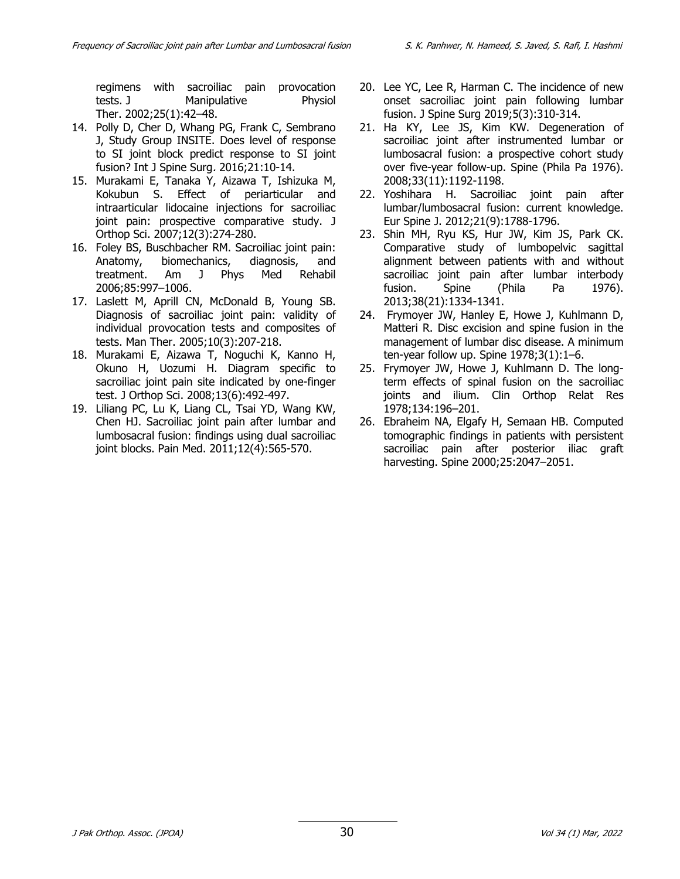regimens with sacroiliac pain provocation tests. J Manipulative Physiol Ther. 2002;25(1):42–48.

14. Polly D, Cher D, Whang PG, Frank C, Sembrano J, Study Group INSITE. Does level of response to SI joint block predict response to SI joint fusion? Int J Spine Surg. 2016;21:10-14.
15. Murakami E, Tanaka Y, Aizawa T, Ishizuka M, Kokubun S. Effect of periarticular and intraarticular lidocaine injections for sacroiliac joint pain: prospective comparative study. J Orthop Sci. 2007;12(3):274-280.
16. Foley BS, Buschbacher RM. Sacroiliac joint pain: Anatomy, biomechanics, diagnosis, and treatment. Am J Phys Med Rehabil 2006;85:997–1006.
17. Laslett M, Aprill CN, McDonald B, Young SB. Diagnosis of sacroiliac joint pain: validity of individual provocation tests and composites of tests. Man Ther. 2005;10(3):207-218.
18. Murakami E, Aizawa T, Noguchi K, Kanno H, Okuno H, Uozumi H. Diagram specific to sacroiliac joint pain site indicated by one-finger test. J Orthop Sci. 2008;13(6):492-497.
19. Liliang PC, Lu K, Liang CL, Tsai YD, Wang KW, Chen HJ. Sacroiliac joint pain after lumbar and lumbosacral fusion: findings using dual sacroiliac joint blocks. Pain Med. 2011;12(4):565-570.
20. Lee YC, Lee R, Harman C. The incidence of new onset sacroiliac joint pain following lumbar fusion. J Spine Surg 2019;5(3):310-314.
21. Ha KY, Lee JS, Kim KW. Degeneration of sacroiliac joint after instrumented lumbar or lumbosacral fusion: a prospective cohort study over five-year follow-up. Spine (Phila Pa 1976). 2008;33(11):1192-1198.
22. Yoshihara H. Sacroiliac joint pain after lumbar/lumbosacral fusion: current knowledge. Eur Spine J. 2012;21(9):1788-1796.
23. Shin MH, Ryu KS, Hur JW, Kim JS, Park CK. Comparative study of lumbopelvic sagittal alignment between patients with and without sacroiliac joint pain after lumbar interbody fusion. Spine (Phila Pa 1976). 2013;38(21):1334-1341.
24. Frymoyer JW, Hanley E, Howe J, Kuhlmann D, Matteri R. Disc excision and spine fusion in the management of lumbar disc disease. A minimum ten-year follow up. Spine 1978;3(1):1–6.
25. Frymoyer JW, Howe J, Kuhlmann D. The long-term effects of spinal fusion on the sacroiliac joints and ilium. Clin Orthop Relat Res 1978;134:196–201.
26. Ebraheim NA, Elgafy H, Semaan HB. Computed tomographic findings in patients with persistent sacroiliac pain after posterior iliac graft harvesting. Spine 2000;25:2047–2051.